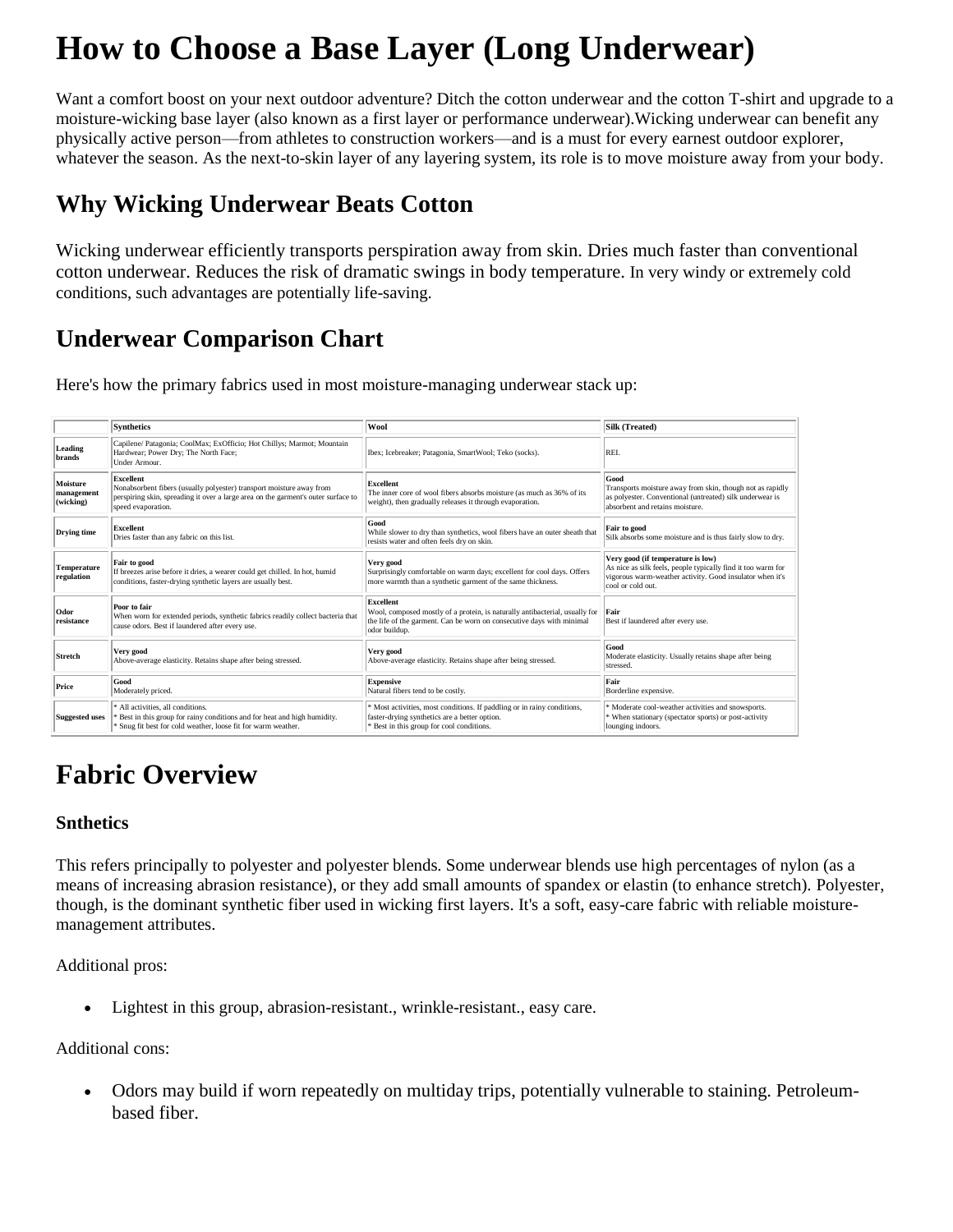# How to Choose a Base Layer (Long Underwear)

Want a comfort boost on your next outdoor adventure? Ditch the cotton underwear and the cotton T-shirt and upgrade to a moisture-wicking base layer (also known as a first layer or performance underwear).Wicking underwear can benefit any physically active person—from athletes to construction workers—and is a must for every earnest outdoor explorer, whatever the season. As the next-to-skin layer of any layering system, its role is to move moisture away from your body.

## Why Wicking Underwear Beats Cotton

Wicking underwear efficiently transports perspiration away from skin. Dries much faster than conventional cotton underwear. Reduces the risk of dramatic swings in body temperature. In very windy or extremely cold conditions, such advantages are potentially life-saving.

## Underwear Comparison Chart

Here's how the primary fabrics used in most moisture-managing underwear stack up:

| | **Synthetics** | **Wool** | **Silk (Treated)** |
|---|---|---|---|
| **Leading brands** | Capilene/ Patagonia; CoolMax; ExOfficio; Hot Chillys; Marmot; Mountain Hardwear; Power Dry; The North Face; Under Armour. | Ibex; Icebreaker; Patagonia, SmartWool; Teko (socks). | REI. |
| **Moisture management (wicking)** | **Excellent** Nonabsorbent fibers (usually polyester) transport moisture away from perspiring skin, spreading it over a large area on the garment's outer surface to speed evaporation. | **Excellent** The inner core of wool fibers absorbs moisture (as much as 36% of its weight), then gradually releases it through evaporation. | **Good** Transports moisture away from skin, though not as rapidly as polyester. Conventional (untreated) silk underwear is absorbent and retains moisture. |
| **Drying time** | **Excellent** Dries faster than any fabric on this list. | **Good** While slower to dry than synthetics, wool fibers have an outer sheath that resists water and often feels dry on skin. | **Fair to good** Silk absorbs some moisture and is thus fairly slow to dry. |
| **Temperature regulation** | **Fair to good** If breezes arise before it dries, a wearer could get chilled. In hot, humid conditions, faster-drying synthetic layers are usually best. | **Very good** Surprisingly comfortable on warm days; excellent for cool days. Offers more warmth than a synthetic garment of the same thickness. | **Very good (if temperature is low)** As nice as silk feels, people typically find it too warm for vigorous warm-weather activity. Good insulator when it's cool or cold out. |
| **Odor resistance** | **Poor to fair** When worn for extended periods, synthetic fabrics readily collect bacteria that cause odors. Best if laundered after every use. | **Excellent** Wool, composed mostly of a protein, is naturally antibacterial, usually for the life of the garment. Can be worn on consecutive days with minimal odor buildup. | **Fair** Best if laundered after every use. |
| **Stretch** | **Very good** Above-average elasticity. Retains shape after being stressed. | **Very good** Above-average elasticity. Retains shape after being stressed. | **Good** Moderate elasticity. Usually retains shape after being stressed. |
| **Price** | **Good** Moderately priced. | **Expensive** Natural fibers tend to be costly. | **Fair** Borderline expensive. |
| **Suggested uses** | * All activities, all conditions. * Best in this group for rainy conditions and for heat and high humidity. * Snug fit best for cold weather, loose fit for warm weather. | * Most activities, most conditions. If paddling or in rainy conditions, faster-drying synthetics are a better option. * Best in this group for cool conditions. | * Moderate cool-weather activities and snowsports. * When stationary (spectator sports) or post-activity lounging indoors. |

# Fabric Overview

### Snthetics

This refers principally to polyester and polyester blends. Some underwear blends use high percentages of nylon (as a means of increasing abrasion resistance), or they add small amounts of spandex or elastin (to enhance stretch). Polyester, though, is the dominant synthetic fiber used in wicking first layers. It's a soft, easy-care fabric with reliable moisture-management attributes.

Additional pros:

- Lightest in this group, abrasion-resistant., wrinkle-resistant., easy care.

Additional cons:

- Odors may build if worn repeatedly on multiday trips, potentially vulnerable to staining. Petroleum-based fiber.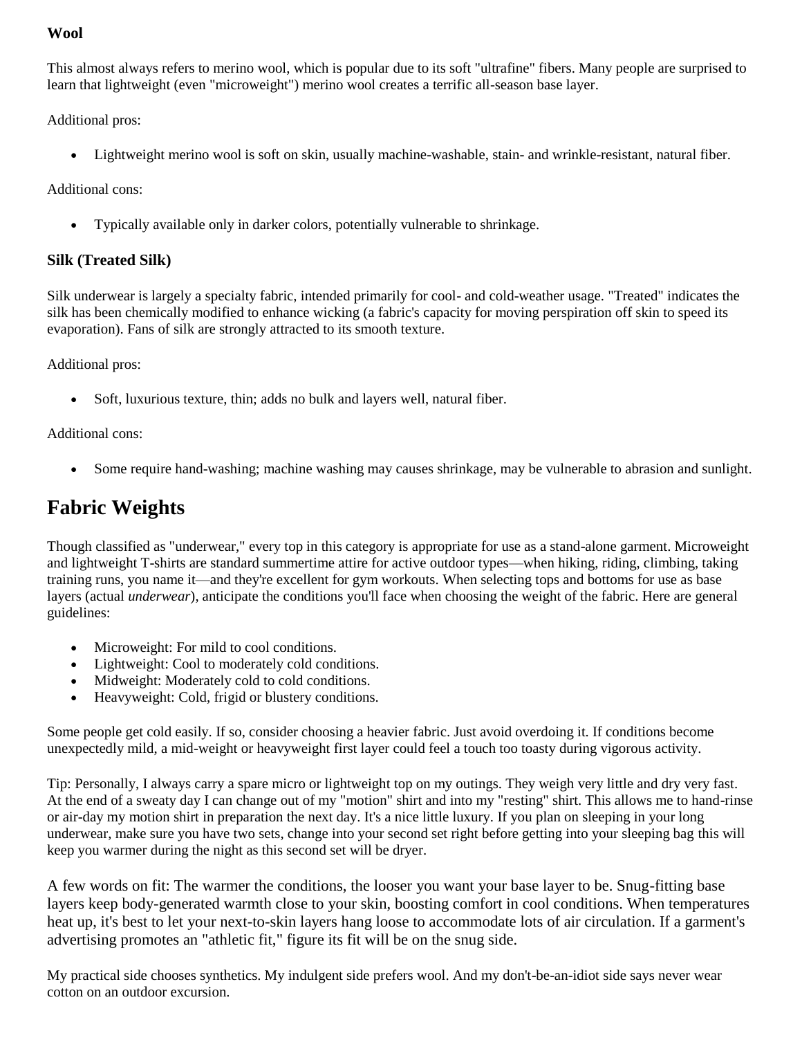**Wool**

This almost always refers to merino wool, which is popular due to its soft "ultrafine" fibers. Many people are surprised to learn that lightweight (even "microweight") merino wool creates a terrific all-season base layer.

Additional pros:

- Lightweight merino wool is soft on skin, usually machine-washable, stain- and wrinkle-resistant, natural fiber.

Additional cons:

- Typically available only in darker colors, potentially vulnerable to shrinkage.

### Silk (Treated Silk)

Silk underwear is largely a specialty fabric, intended primarily for cool- and cold-weather usage. "Treated" indicates the silk has been chemically modified to enhance wicking (a fabric's capacity for moving perspiration off skin to speed its evaporation). Fans of silk are strongly attracted to its smooth texture.

Additional pros:

- Soft, luxurious texture, thin; adds no bulk and layers well, natural fiber.

Additional cons:

- Some require hand-washing; machine washing may causes shrinkage, may be vulnerable to abrasion and sunlight.

## Fabric Weights

Though classified as "underwear," every top in this category is appropriate for use as a stand-alone garment. Microweight and lightweight T-shirts are standard summertime attire for active outdoor types—when hiking, riding, climbing, taking training runs, you name it—and they're excellent for gym workouts. When selecting tops and bottoms for use as base layers (actual *underwear*), anticipate the conditions you'll face when choosing the weight of the fabric. Here are general guidelines:

- Microweight: For mild to cool conditions.
- Lightweight: Cool to moderately cold conditions.
- Midweight: Moderately cold to cold conditions.
- Heavyweight: Cold, frigid or blustery conditions.

Some people get cold easily. If so, consider choosing a heavier fabric. Just avoid overdoing it. If conditions become unexpectedly mild, a mid-weight or heavyweight first layer could feel a touch too toasty during vigorous activity.

Tip: Personally, I always carry a spare micro or lightweight top on my outings. They weigh very little and dry very fast. At the end of a sweaty day I can change out of my "motion" shirt and into my "resting" shirt. This allows me to hand-rinse or air-day my motion shirt in preparation the next day. It's a nice little luxury. If you plan on sleeping in your long underwear, make sure you have two sets, change into your second set right before getting into your sleeping bag this will keep you warmer during the night as this second set will be dryer.

A few words on fit: The warmer the conditions, the looser you want your base layer to be. Snug-fitting base layers keep body-generated warmth close to your skin, boosting comfort in cool conditions. When temperatures heat up, it's best to let your next-to-skin layers hang loose to accommodate lots of air circulation. If a garment's advertising promotes an "athletic fit," figure its fit will be on the snug side.

My practical side chooses synthetics. My indulgent side prefers wool. And my don't-be-an-idiot side says never wear cotton on an outdoor excursion.